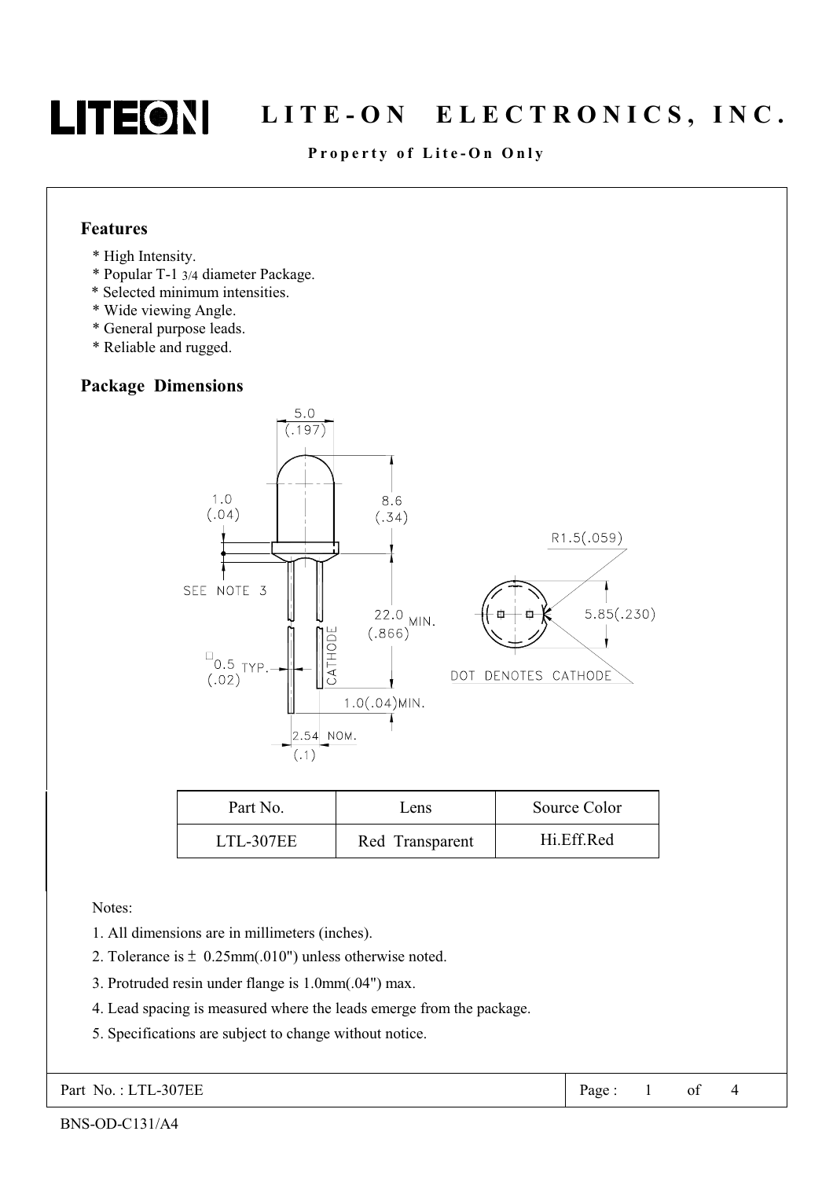# LITE-ON ELECTRONICS, INC.

**Property of Lite-On Only**

## Features

* High Intensity.
* Popular T-1 3/4 diameter Package.
* Selected minimum intensities.
* Wide viewing Angle.
* General purpose leads.
* Reliable and rugged.

## Package Dimensions

| Part No. | Lens | Source Color |
|---|---|---|
| LTL-307EE | Red Transparent | Hi.Eff.Red |

Notes:

1. All dimensions are in millimeters (inches).
2. Tolerance is ± 0.25mm(.010") unless otherwise noted.
3. Protruded resin under flange is 1.0mm(.04") max.
4. Lead spacing is measured where the leads emerge from the package.
5. Specifications are subject to change without notice.

Part No. : LTL-307EE

BNS-OD-C131/A4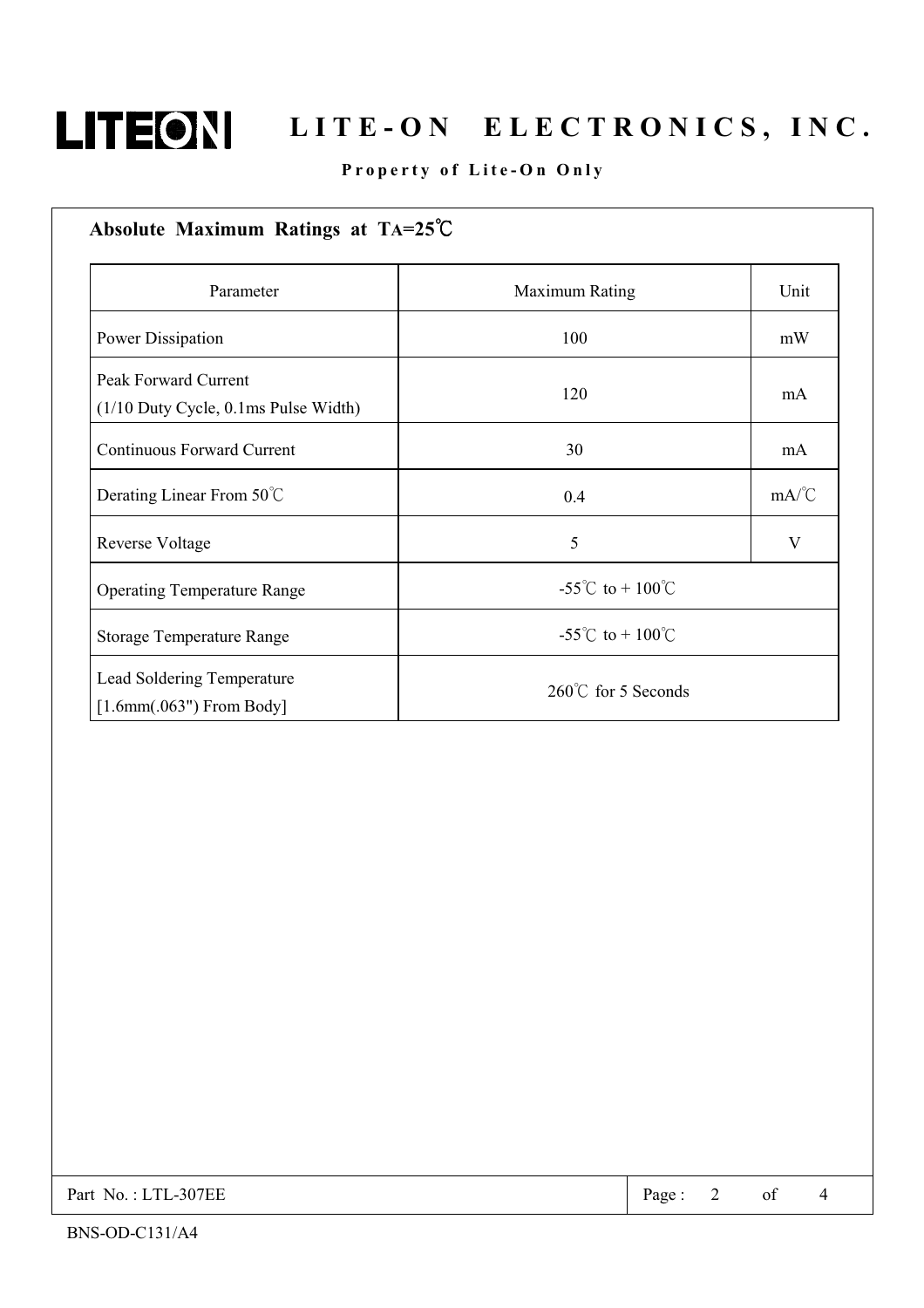## Absolute Maximum Ratings at $T_A$=25℃

| Parameter | Maximum Rating | Unit |
|---|---|---|
| Power Dissipation | 100 | mW |
| Peak Forward Current (1/10 Duty Cycle, 0.1ms Pulse Width) | 120 | mA |
| Continuous Forward Current | 30 | mA |
| Derating Linear From 50℃ | 0.4 | mA/℃ |
| Reverse Voltage | 5 | V |
| Operating Temperature Range | -55℃ to + 100℃ | |
| Storage Temperature Range | -55℃ to + 100℃ | |
| Lead Soldering Temperature [1.6mm(.063") From Body] | 260℃ for 5 Seconds | |

Part No. : LTL-307EE

BNS-OD-C131/A4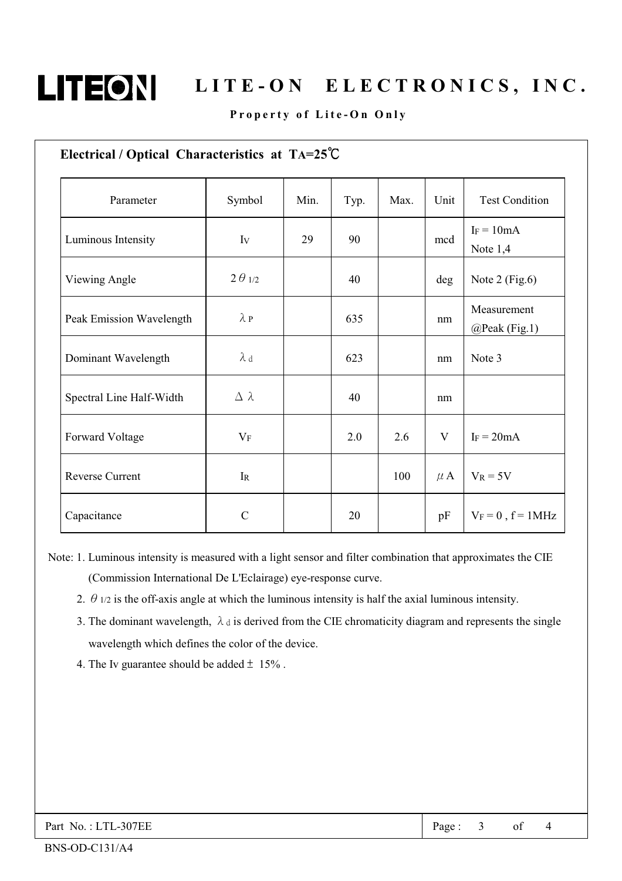## Electrical / Optical Characteristics at $T_A$=25℃

| Parameter | Symbol | Min. | Typ. | Max. | Unit | Test Condition |
|---|---|---|---|---|---|---|
| Luminous Intensity | $I_V$ | 29 | 90 | | mcd | $I_F$ = 10mA<br>Note 1,4 |
| Viewing Angle | $2\theta_{1/2}$ | | 40 | | deg | Note 2 (Fig.6) |
| Peak Emission Wavelength | $\lambda_P$ | | 635 | | nm | Measurement @Peak (Fig.1) |
| Dominant Wavelength | $\lambda_d$ | | 623 | | nm | Note 3 |
| Spectral Line Half-Width | $\Delta\lambda$ | | 40 | | nm | |
| Forward Voltage | $V_F$ | | 2.0 | 2.6 | V | $I_F$ = 20mA |
| Reverse Current | $I_R$ | | | 100 | μA | $V_R$ = 5V |
| Capacitance | C | | 20 | | pF | $V_F$ = 0 , f = 1MHz |

Note: 1. Luminous intensity is measured with a light sensor and filter combination that approximates the CIE (Commission International De L'Eclairage) eye-response curve.

2. $\theta_{1/2}$ is the off-axis angle at which the luminous intensity is half the axial luminous intensity.

3. The dominant wavelength, $\lambda_d$ is derived from the CIE chromaticity diagram and represents the single wavelength which defines the color of the device.

4. The Iv guarantee should be added ± 15% .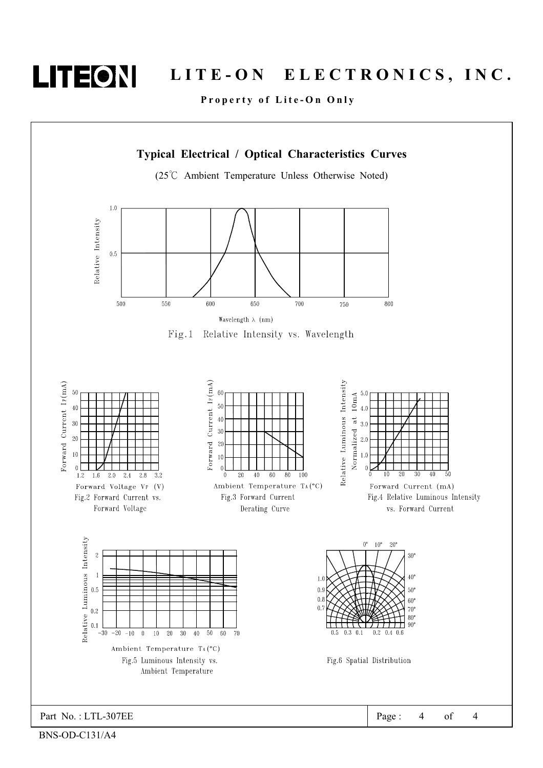## Typical Electrical / Optical Characteristics Curves

(25℃ Ambient Temperature Unless Otherwise Noted)

1.0
0.5
Relative Intensity
500 550 600 650 700 750 800
Wavelength λ (nm)

Fig.1 Relative Intensity vs. Wavelength

Forward Current $I_F$(mA)
50 40 30 20 10 0
1.2 1.6 2.0 2.4 2.8 3.2
Forward Voltage $V_F$ (V)

Fig.2 Forward Current vs. Forward Voltage

Forward Current $I_F$(mA)
60 50 40 30 20 10 0
0 20 40 60 80 100
Ambient Temperature $T_A$(°C)

Fig.3 Forward Current Derating Curve

Relative Luminous Intensity Normalized at 10mA
5.0 4.0 3.0 2.0 1.0 0
0 10 20 30 40 50
Forward Current (mA)

Fig.4 Relative Luminous Intensity vs. Forward Current

Relative Luminous Intensity
2 1 0.5 0.2 0.1
−30 −20 −10 0 10 20 30 40 50 60 70
Ambient Temperature $T_A$(°C)

Fig.5 Luminous Intensity vs. Ambient Temperature

0° 10° 20° 30° 40° 50° 60° 70° 80° 90°
1.0 0.9 0.8 0.7
0.5 0.3 0.1 0.2 0.4 0.6

Fig.6 Spatial Distribution

Part No. : LTL-307EE